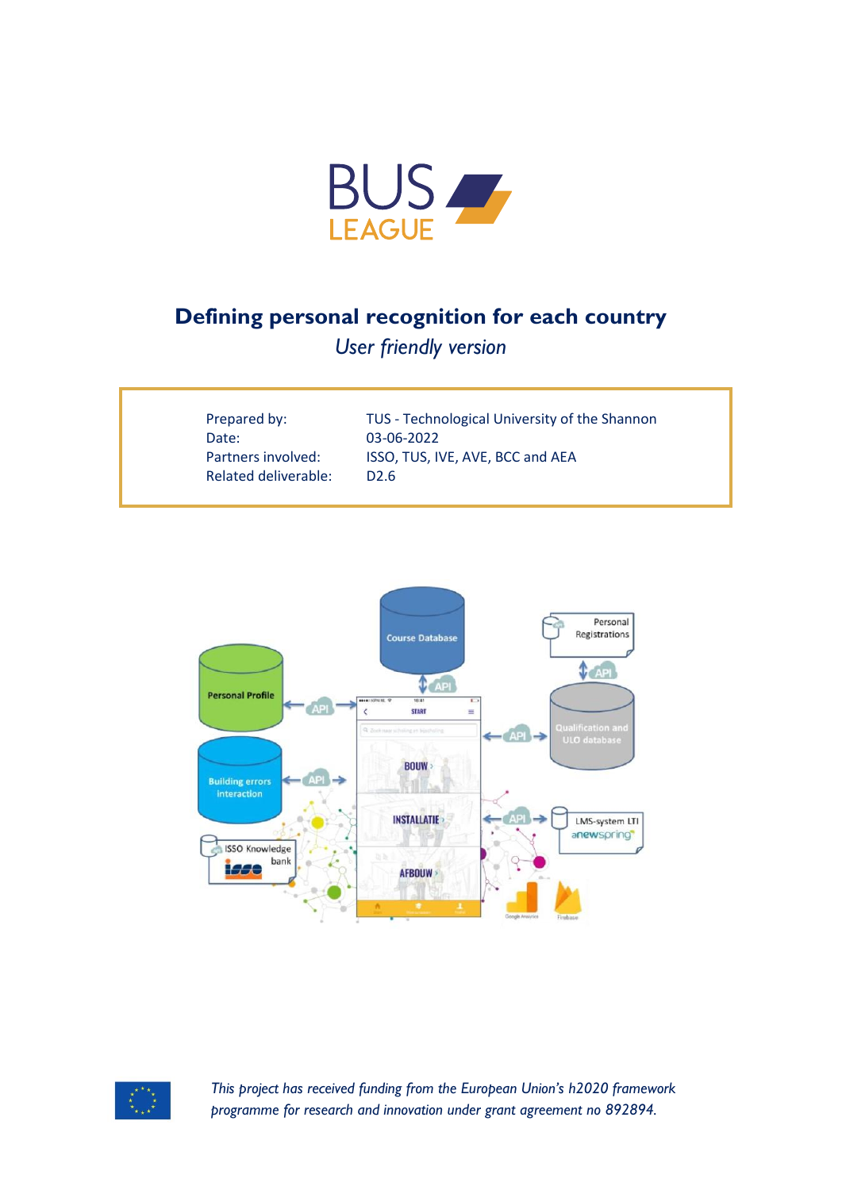# Defining personal recognition for each country

*User friendly version*

| | |
|---|---|
| Prepared by: | TUS - Technological University of the Shannon |
| Date: | 03-06-2022 |
| Partners involved: | ISSO, TUS, IVE, AVE, BCC and AEA |
| Related deliverable: | D2.6 |

*This project has received funding from the European Union's h2020 framework programme for research and innovation under grant agreement no 892894.*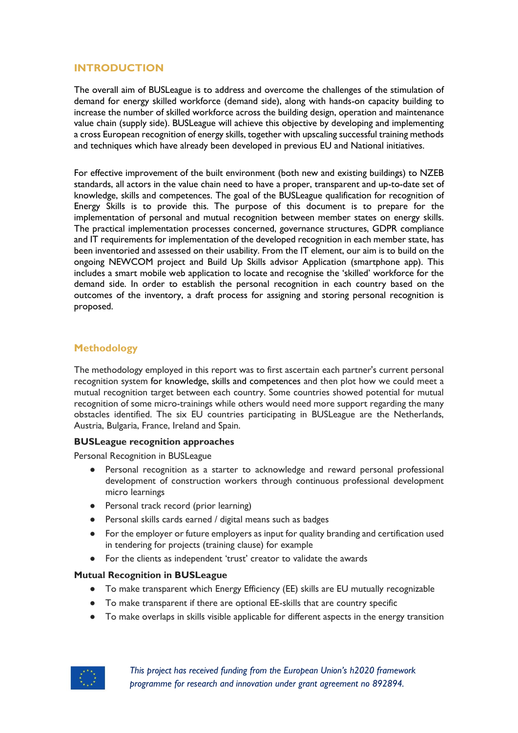## INTRODUCTION

The overall aim of BUSLeague is to address and overcome the challenges of the stimulation of demand for energy skilled workforce (demand side), along with hands-on capacity building to increase the number of skilled workforce across the building design, operation and maintenance value chain (supply side). BUSLeague will achieve this objective by developing and implementing a cross European recognition of energy skills, together with upscaling successful training methods and techniques which have already been developed in previous EU and National initiatives.

For effective improvement of the built environment (both new and existing buildings) to NZEB standards, all actors in the value chain need to have a proper, transparent and up-to-date set of knowledge, skills and competences. The goal of the BUSLeague qualification for recognition of Energy Skills is to provide this. The purpose of this document is to prepare for the implementation of personal and mutual recognition between member states on energy skills. The practical implementation processes concerned, governance structures, GDPR compliance and IT requirements for implementation of the developed recognition in each member state, has been inventoried and assessed on their usability. From the IT element, our aim is to build on the ongoing NEWCOM project and Build Up Skills advisor Application (smartphone app). This includes a smart mobile web application to locate and recognise the 'skilled' workforce for the demand side. In order to establish the personal recognition in each country based on the outcomes of the inventory, a draft process for assigning and storing personal recognition is proposed.

## Methodology

The methodology employed in this report was to first ascertain each partner's current personal recognition system for knowledge, skills and competences and then plot how we could meet a mutual recognition target between each country. Some countries showed potential for mutual recognition of some micro-trainings while others would need more support regarding the many obstacles identified. The six EU countries participating in BUSLeague are the Netherlands, Austria, Bulgaria, France, Ireland and Spain.

**BUSLeague recognition approaches**

Personal Recognition in BUSLeague

- Personal recognition as a starter to acknowledge and reward personal professional development of construction workers through continuous professional development micro learnings
- Personal track record (prior learning)
- Personal skills cards earned / digital means such as badges
- For the employer or future employers as input for quality branding and certification used in tendering for projects (training clause) for example
- For the clients as independent 'trust' creator to validate the awards

**Mutual Recognition in BUSLeague**

- To make transparent which Energy Efficiency (EE) skills are EU mutually recognizable
- To make transparent if there are optional EE-skills that are country specific
- To make overlaps in skills visible applicable for different aspects in the energy transition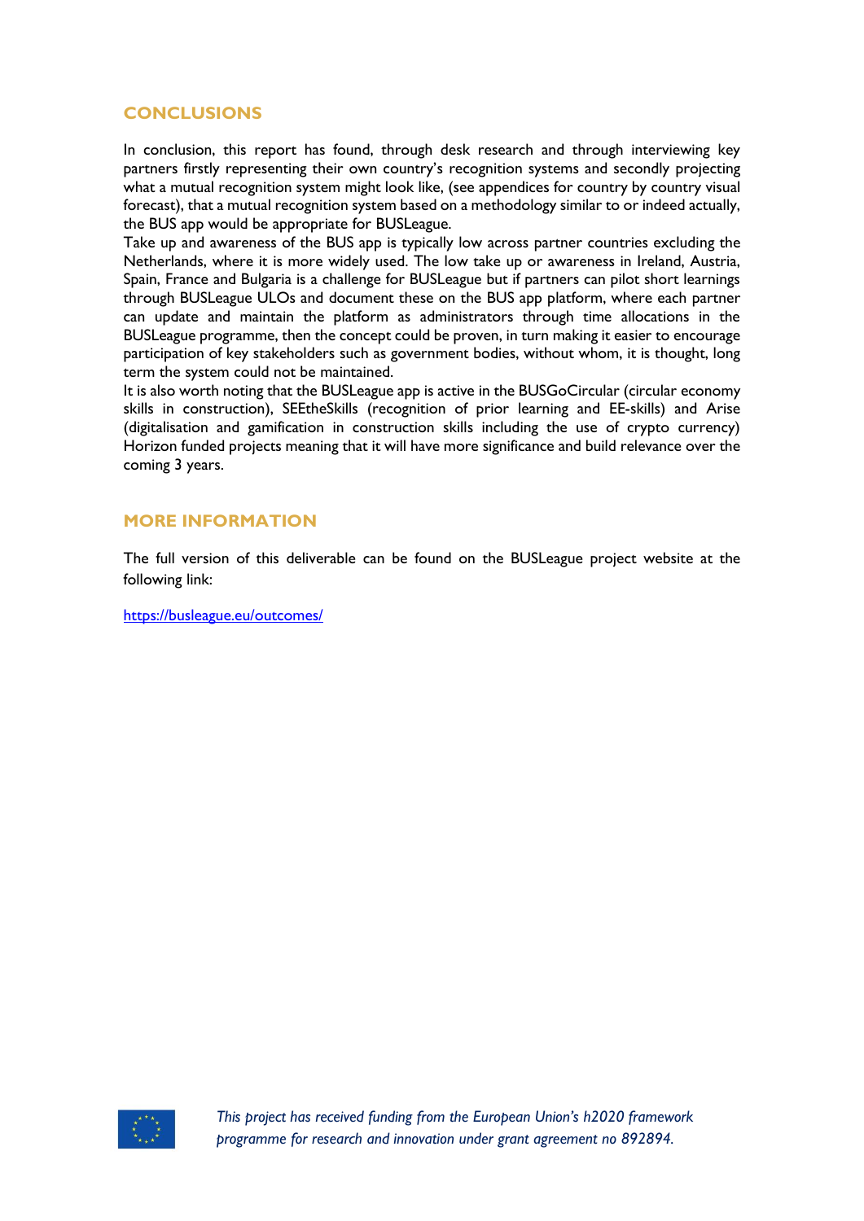## CONCLUSIONS

In conclusion, this report has found, through desk research and through interviewing key partners firstly representing their own country's recognition systems and secondly projecting what a mutual recognition system might look like, (see appendices for country by country visual forecast), that a mutual recognition system based on a methodology similar to or indeed actually, the BUS app would be appropriate for BUSLeague.

Take up and awareness of the BUS app is typically low across partner countries excluding the Netherlands, where it is more widely used. The low take up or awareness in Ireland, Austria, Spain, France and Bulgaria is a challenge for BUSLeague but if partners can pilot short learnings through BUSLeague ULOs and document these on the BUS app platform, where each partner can update and maintain the platform as administrators through time allocations in the BUSLeague programme, then the concept could be proven, in turn making it easier to encourage participation of key stakeholders such as government bodies, without whom, it is thought, long term the system could not be maintained.

It is also worth noting that the BUSLeague app is active in the BUSGoCircular (circular economy skills in construction), SEEtheSkills (recognition of prior learning and EE-skills) and Arise (digitalisation and gamification in construction skills including the use of crypto currency) Horizon funded projects meaning that it will have more significance and build relevance over the coming 3 years.

## MORE INFORMATION

The full version of this deliverable can be found on the BUSLeague project website at the following link:

https://busleague.eu/outcomes/

*This project has received funding from the European Union's h2020 framework programme for research and innovation under grant agreement no 892894.*